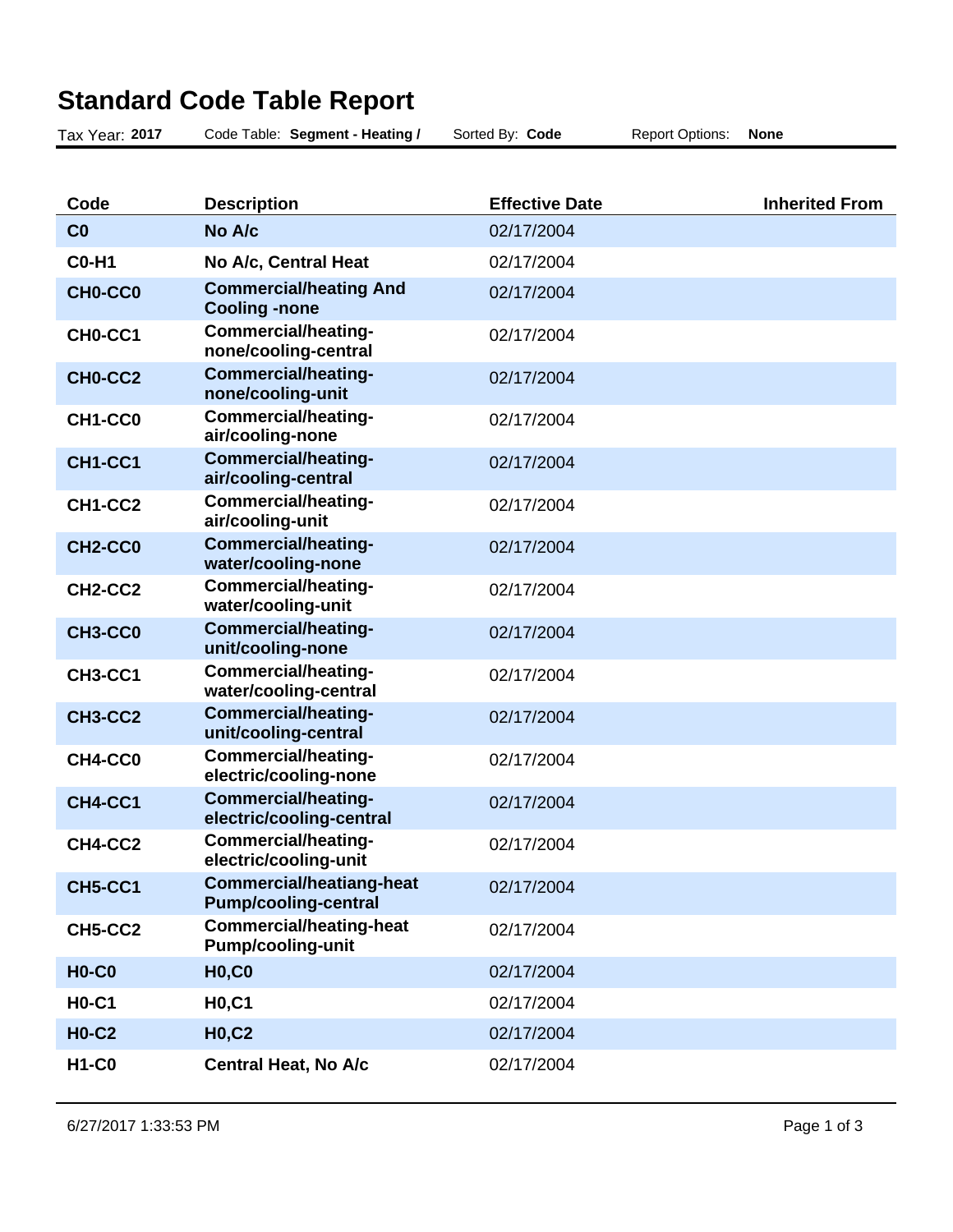# Standard Code Table Report

Tax Year: **2017** Code Table: **Segment - Heating /** Sorted By: **Code** Report Options: **None**

| Code | Description | Effective Date | Inherited From |
|---|---|---|---|
| **C0** | **No A/c** | 02/17/2004 | |
| **C0-H1** | **No A/c, Central Heat** | 02/17/2004 | |
| **CH0-CC0** | **Commercial/heating And Cooling -none** | 02/17/2004 | |
| **CH0-CC1** | **Commercial/heating-none/cooling-central** | 02/17/2004 | |
| **CH0-CC2** | **Commercial/heating-none/cooling-unit** | 02/17/2004 | |
| **CH1-CC0** | **Commercial/heating-air/cooling-none** | 02/17/2004 | |
| **CH1-CC1** | **Commercial/heating-air/cooling-central** | 02/17/2004 | |
| **CH1-CC2** | **Commercial/heating-air/cooling-unit** | 02/17/2004 | |
| **CH2-CC0** | **Commercial/heating-water/cooling-none** | 02/17/2004 | |
| **CH2-CC2** | **Commercial/heating-water/cooling-unit** | 02/17/2004 | |
| **CH3-CC0** | **Commercial/heating-unit/cooling-none** | 02/17/2004 | |
| **CH3-CC1** | **Commercial/heating-water/cooling-central** | 02/17/2004 | |
| **CH3-CC2** | **Commercial/heating-unit/cooling-central** | 02/17/2004 | |
| **CH4-CC0** | **Commercial/heating-electric/cooling-none** | 02/17/2004 | |
| **CH4-CC1** | **Commercial/heating-electric/cooling-central** | 02/17/2004 | |
| **CH4-CC2** | **Commercial/heating-electric/cooling-unit** | 02/17/2004 | |
| **CH5-CC1** | **Commercial/heatiang-heat Pump/cooling-central** | 02/17/2004 | |
| **CH5-CC2** | **Commercial/heating-heat Pump/cooling-unit** | 02/17/2004 | |
| **H0-C0** | **H0,C0** | 02/17/2004 | |
| **H0-C1** | **H0,C1** | 02/17/2004 | |
| **H0-C2** | **H0,C2** | 02/17/2004 | |
| **H1-C0** | **Central Heat, No A/c** | 02/17/2004 | |

6/27/2017 1:33:53 PM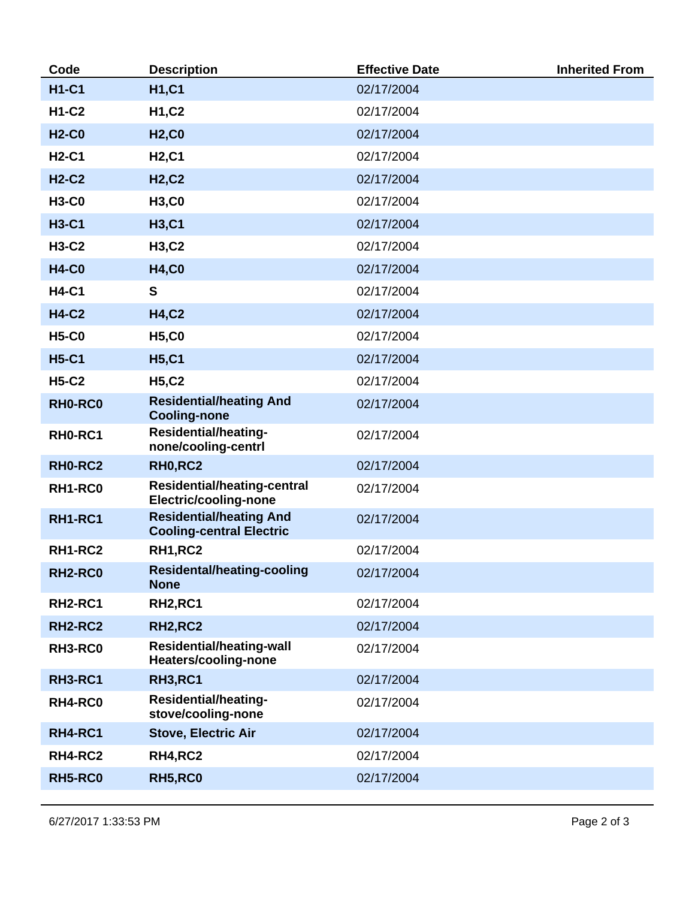| Code | Description | Effective Date | Inherited From |
| --- | --- | --- | --- |
| **H1-C1** | **H1,C1** | 02/17/2004 | |
| **H1-C2** | **H1,C2** | 02/17/2004 | |
| **H2-C0** | **H2,C0** | 02/17/2004 | |
| **H2-C1** | **H2,C1** | 02/17/2004 | |
| **H2-C2** | **H2,C2** | 02/17/2004 | |
| **H3-C0** | **H3,C0** | 02/17/2004 | |
| **H3-C1** | **H3,C1** | 02/17/2004 | |
| **H3-C2** | **H3,C2** | 02/17/2004 | |
| **H4-C0** | **H4,C0** | 02/17/2004 | |
| **H4-C1** | **S** | 02/17/2004 | |
| **H4-C2** | **H4,C2** | 02/17/2004 | |
| **H5-C0** | **H5,C0** | 02/17/2004 | |
| **H5-C1** | **H5,C1** | 02/17/2004 | |
| **H5-C2** | **H5,C2** | 02/17/2004 | |
| **RH0-RC0** | **Residential/heating And Cooling-none** | 02/17/2004 | |
| **RH0-RC1** | **Residential/heating-none/cooling-centrl** | 02/17/2004 | |
| **RH0-RC2** | **RH0,RC2** | 02/17/2004 | |
| **RH1-RC0** | **Residential/heating-central Electric/cooling-none** | 02/17/2004 | |
| **RH1-RC1** | **Residential/heating And Cooling-central Electric** | 02/17/2004 | |
| **RH1-RC2** | **RH1,RC2** | 02/17/2004 | |
| **RH2-RC0** | **Residental/heating-cooling None** | 02/17/2004 | |
| **RH2-RC1** | **RH2,RC1** | 02/17/2004 | |
| **RH2-RC2** | **RH2,RC2** | 02/17/2004 | |
| **RH3-RC0** | **Residential/heating-wall Heaters/cooling-none** | 02/17/2004 | |
| **RH3-RC1** | **RH3,RC1** | 02/17/2004 | |
| **RH4-RC0** | **Residential/heating-stove/cooling-none** | 02/17/2004 | |
| **RH4-RC1** | **Stove, Electric Air** | 02/17/2004 | |
| **RH4-RC2** | **RH4,RC2** | 02/17/2004 | |
| **RH5-RC0** | **RH5,RC0** | 02/17/2004 | |

6/27/2017 1:33:53 PM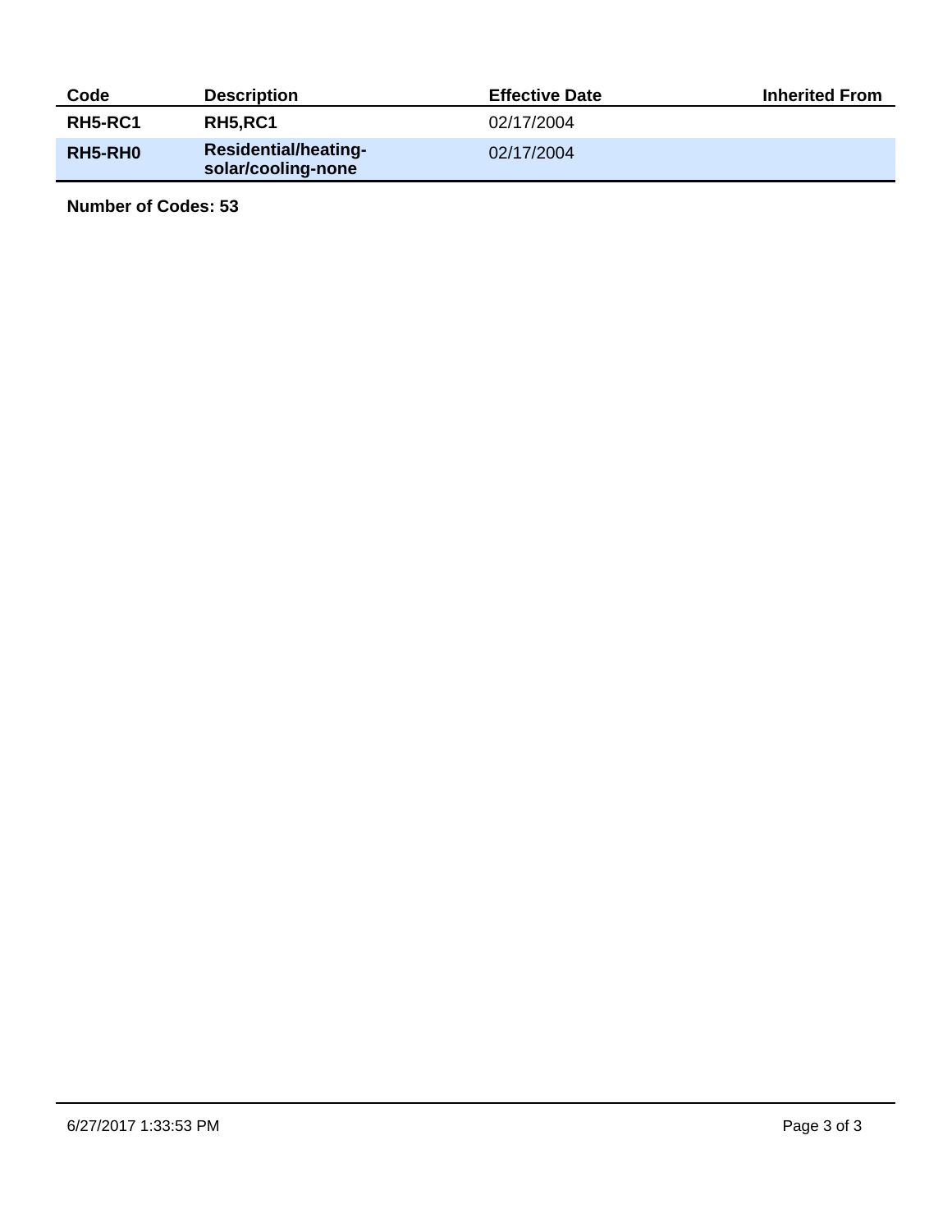| Code | Description | Effective Date | Inherited From |
| --- | --- | --- | --- |
| **RH5-RC1** | **RH5,RC1** | 02/17/2004 | |
| **RH5-RH0** | **Residential/heating-solar/cooling-none** | 02/17/2004 | |

**Number of Codes: 53**